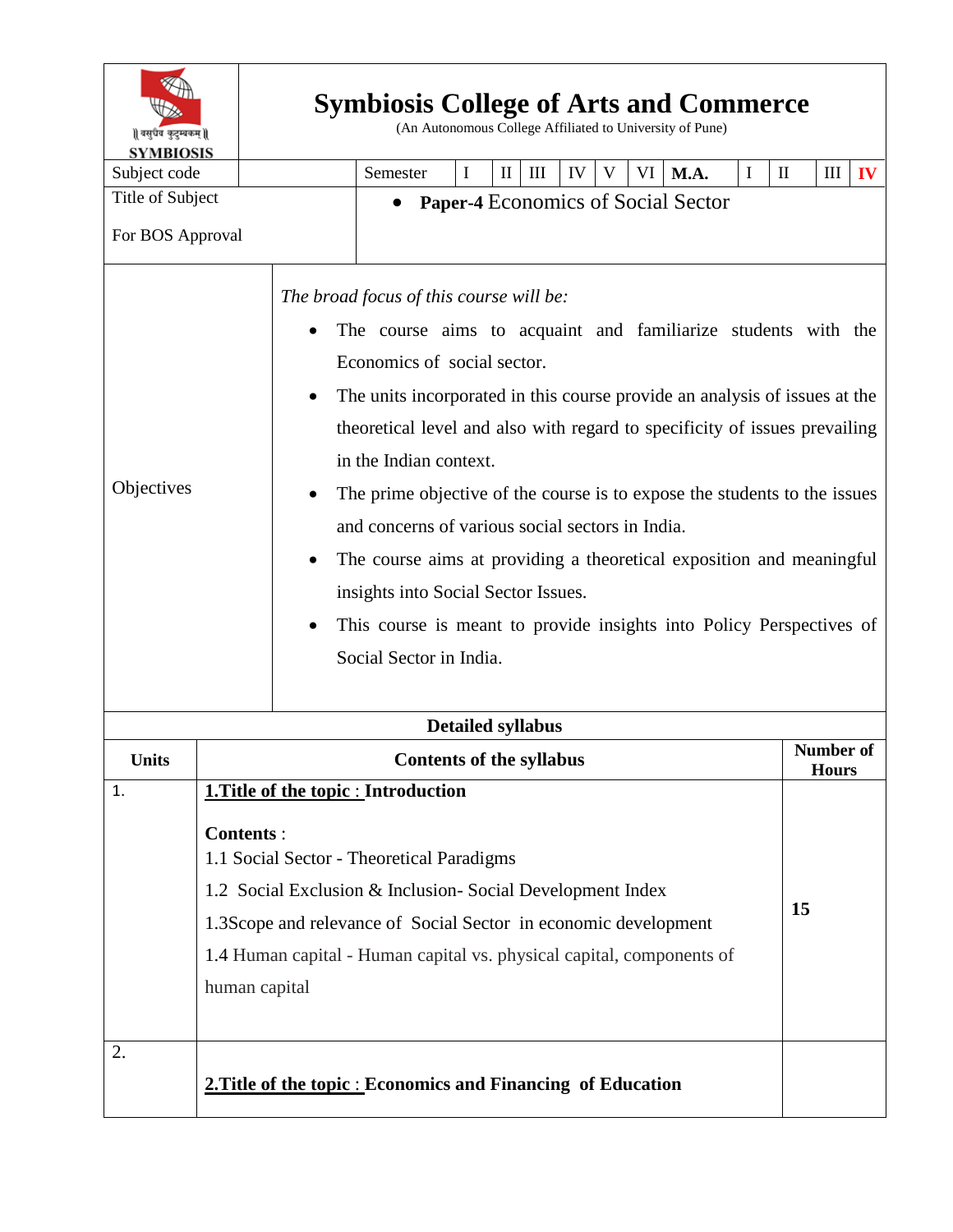# Symbiosis College of Arts and Commerce

(An Autonomous College Affiliated to University of Pune)

| Subject code | | Semester | I | II | III | IV | V | VI | **M.A.** | I | II | III | **IV** |
|---|---|---|---|---|---|---|---|---|---|---|---|---|---|

| | |
|---|---|
| Title of Subject<br><br>For BOS Approval | • **Paper-4** Economics of Social Sector |
| Objectives | *The broad focus of this course will be:*<br>• The course aims to acquaint and familiarize students with the Economics of social sector.<br>• The units incorporated in this course provide an analysis of issues at the theoretical level and also with regard to specificity of issues prevailing in the Indian context.<br>• The prime objective of the course is to expose the students to the issues and concerns of various social sectors in India.<br>• The course aims at providing a theoretical exposition and meaningful insights into Social Sector Issues.<br>• This course is meant to provide insights into Policy Perspectives of Social Sector in India. |

**Detailed syllabus**

| Units | Contents of the syllabus | Number of Hours |
|---|---|---|
| 1. | **1.Title of the topic : Introduction**<br><br>**Contents** :<br>1.1 Social Sector - Theoretical Paradigms<br>1.2 Social Exclusion & Inclusion- Social Development Index<br>1.3Scope and relevance of Social Sector in economic development<br>1.4 Human capital - Human capital vs. physical capital, components of human capital | **15** |
| 2. | **2.Title of the topic : Economics and Financing of Education** | |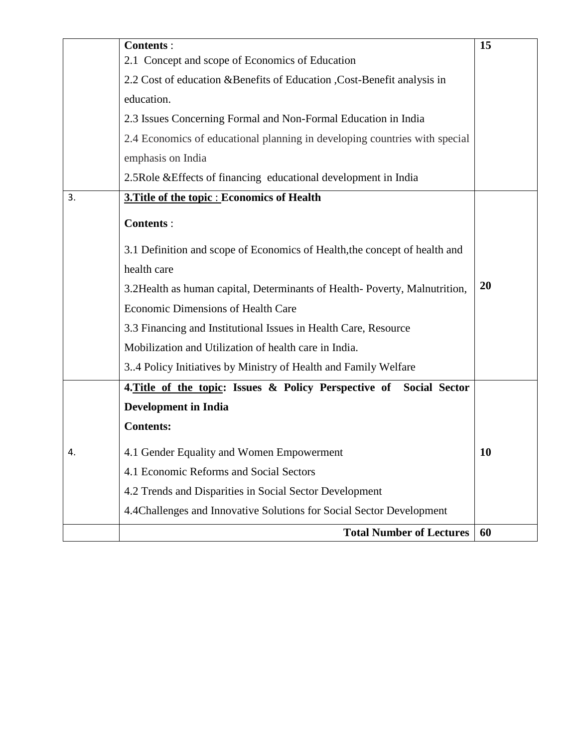| | | |
|---|---|---|
| | **Contents** :<br>2.1 Concept and scope of Economics of Education<br>2.2 Cost of education &Benefits of Education ,Cost-Benefit analysis in education.<br>2.3 Issues Concerning Formal and Non-Formal Education in India<br>2.4 Economics of educational planning in developing countries with special emphasis on India<br>2.5Role &Effects of financing educational development in India | **15** |
| 3. | **3.Title of the topic : Economics of Health**<br>**Contents** :<br>3.1 Definition and scope of Economics of Health,the concept of health and health care<br>3.2Health as human capital, Determinants of Health- Poverty, Malnutrition, Economic Dimensions of Health Care<br>3.3 Financing and Institutional Issues in Health Care, Resource Mobilization and Utilization of health care in India.<br>3..4 Policy Initiatives by Ministry of Health and Family Welfare | **20** |
| 4. | **4.Title of the topic: Issues & Policy Perspective of Social Sector Development in India**<br>**Contents:**<br>4.1 Gender Equality and Women Empowerment<br>4.1 Economic Reforms and Social Sectors<br>4.2 Trends and Disparities in Social Sector Development<br>4.4Challenges and Innovative Solutions for Social Sector Development | **10** |
| | **Total Number of Lectures** | **60** |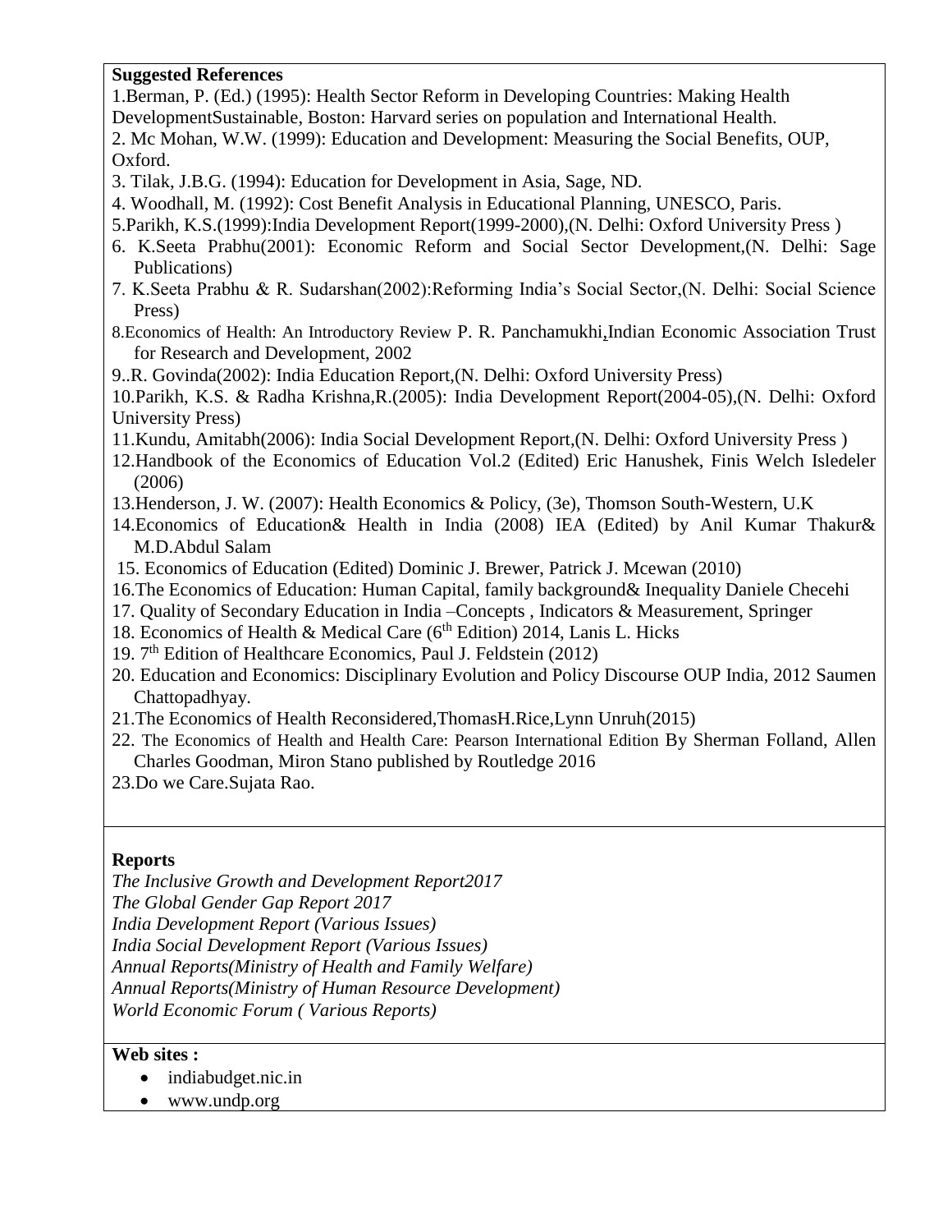**Suggested References**

1.Berman, P. (Ed.) (1995): Health Sector Reform in Developing Countries: Making Health DevelopmentSustainable, Boston: Harvard series on population and International Health.

2. Mc Mohan, W.W. (1999): Education and Development: Measuring the Social Benefits, OUP, Oxford.

3. Tilak, J.B.G. (1994): Education for Development in Asia, Sage, ND.

4. Woodhall, M. (1992): Cost Benefit Analysis in Educational Planning, UNESCO, Paris.

5.Parikh, K.S.(1999):India Development Report(1999-2000),(N. Delhi: Oxford University Press )

6. K.Seeta Prabhu(2001): Economic Reform and Social Sector Development,(N. Delhi: Sage Publications)

7. K.Seeta Prabhu & R. Sudarshan(2002):Reforming India's Social Sector,(N. Delhi: Social Science Press)

8.Economics of Health: An Introductory Review P. R. Panchamukhi,Indian Economic Association Trust for Research and Development, 2002

9..R. Govinda(2002): India Education Report,(N. Delhi: Oxford University Press)

10.Parikh, K.S. & Radha Krishna,R.(2005): India Development Report(2004-05),(N. Delhi: Oxford University Press)

11.Kundu, Amitabh(2006): India Social Development Report,(N. Delhi: Oxford University Press )

12.Handbook of the Economics of Education Vol.2 (Edited) Eric Hanushek, Finis Welch Isledeler (2006)

13.Henderson, J. W. (2007): Health Economics & Policy, (3e), Thomson South-Western, U.K

14.Economics of Education& Health in India (2008) IEA (Edited) by Anil Kumar Thakur& M.D.Abdul Salam

15. Economics of Education (Edited) Dominic J. Brewer, Patrick J. Mcewan (2010)

16.The Economics of Education: Human Capital, family background& Inequality Daniele Checehi

17. Quality of Secondary Education in India –Concepts , Indicators & Measurement, Springer

18. Economics of Health & Medical Care (6th Edition) 2014, Lanis L. Hicks

19. 7th Edition of Healthcare Economics, Paul J. Feldstein (2012)

20. Education and Economics: Disciplinary Evolution and Policy Discourse OUP India, 2012 Saumen Chattopadhyay.

21.The Economics of Health Reconsidered,ThomasH.Rice,Lynn Unruh(2015)

22. The Economics of Health and Health Care: Pearson International Edition By Sherman Folland, Allen Charles Goodman, Miron Stano published by Routledge 2016

23.Do we Care.Sujata Rao.

**Reports**

*The Inclusive Growth and Development Report2017*
*The Global Gender Gap Report 2017*
*India Development Report (Various Issues)*
*India Social Development Report (Various Issues)*
*Annual Reports(Ministry of Health and Family Welfare)*
*Annual Reports(Ministry of Human Resource Development)*
*World Economic Forum ( Various Reports)*

**Web sites :**

- indiabudget.nic.in
- www.undp.org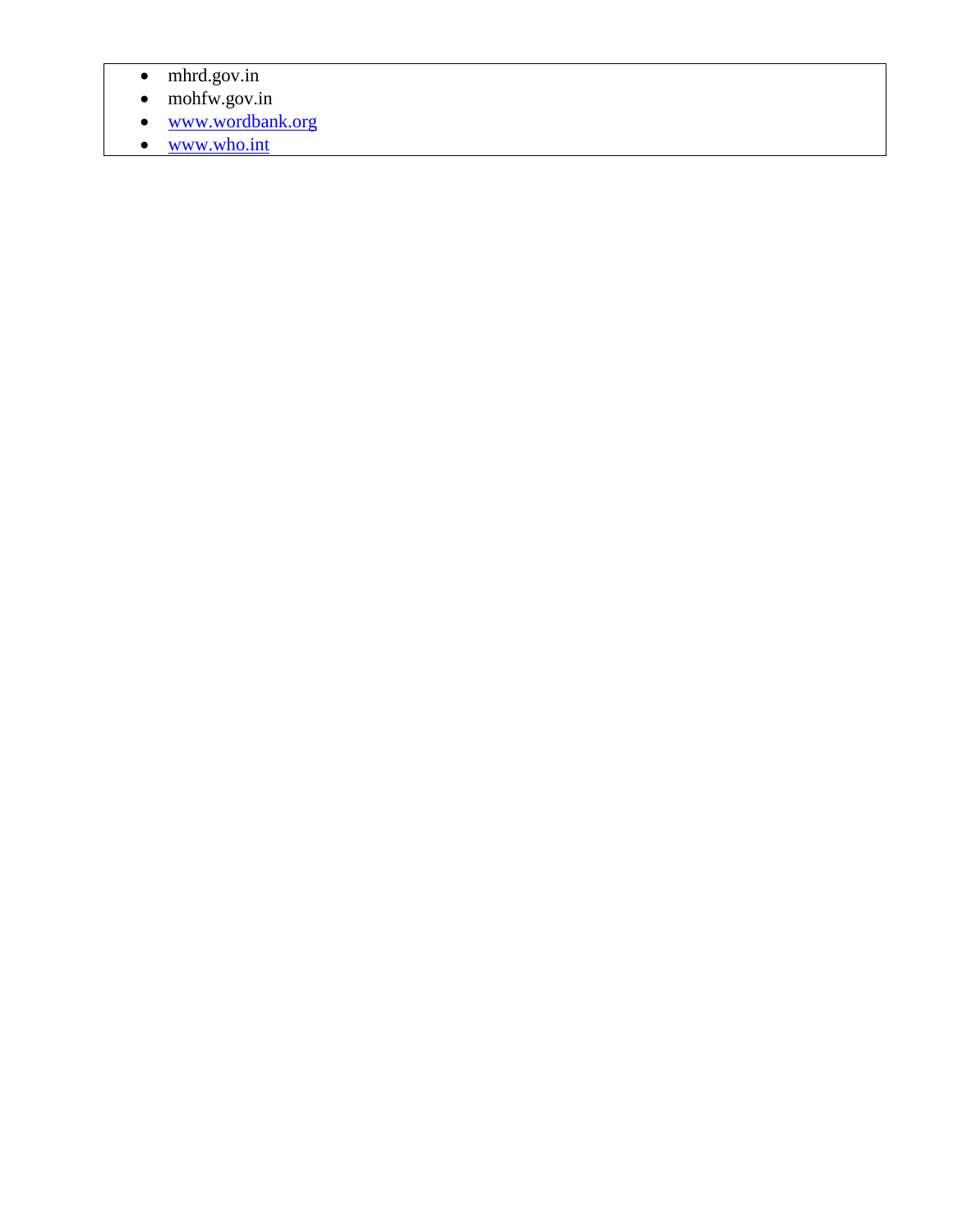- mhrd.gov.in
- mohfw.gov.in
- www.wordbank.org
- www.who.int